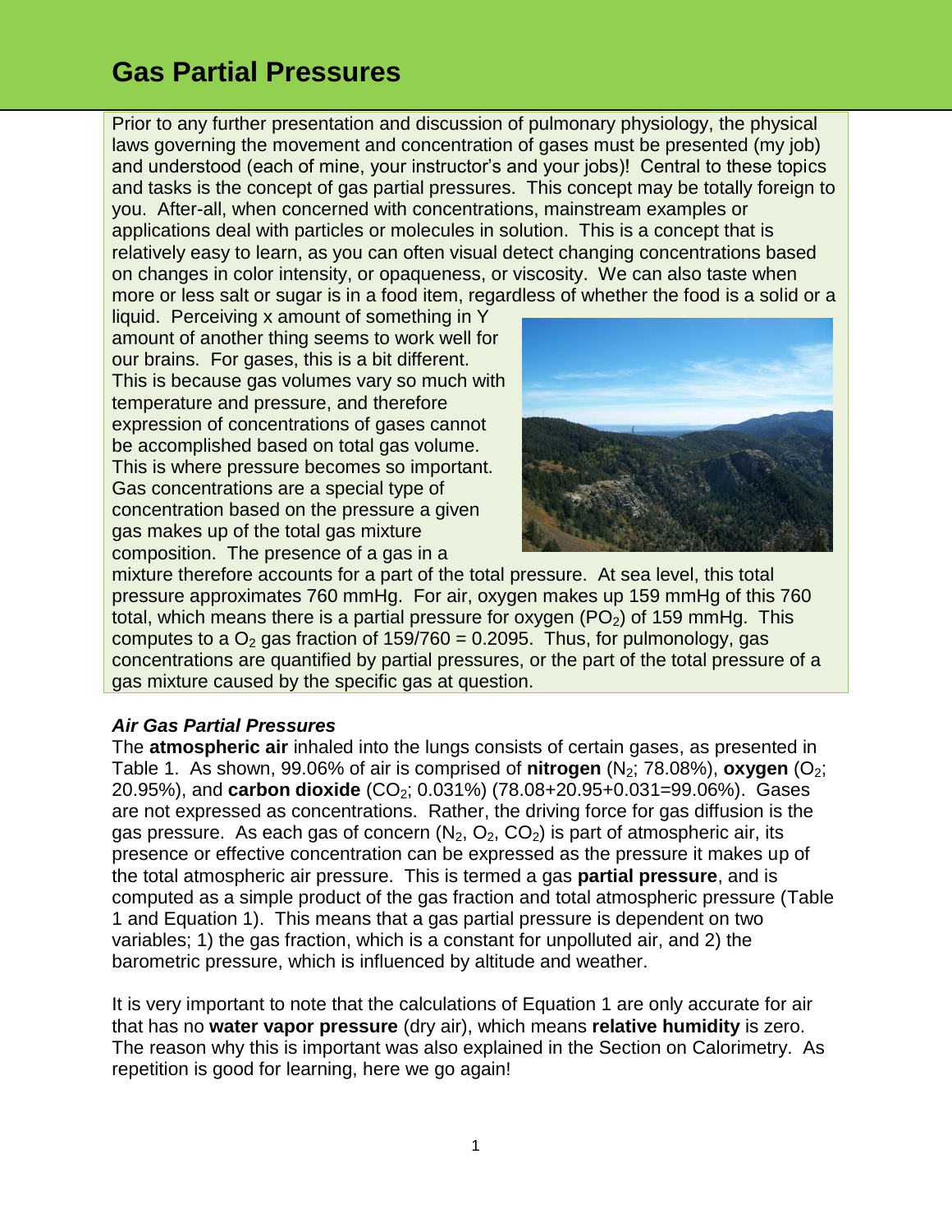# Gas Partial Pressures

Prior to any further presentation and discussion of pulmonary physiology, the physical laws governing the movement and concentration of gases must be presented (my job) and understood (each of mine, your instructor's and your jobs)! Central to these topics and tasks is the concept of gas partial pressures. This concept may be totally foreign to you. After-all, when concerned with concentrations, mainstream examples or applications deal with particles or molecules in solution. This is a concept that is relatively easy to learn, as you can often visual detect changing concentrations based on changes in color intensity, or opaqueness, or viscosity. We can also taste when more or less salt or sugar is in a food item, regardless of whether the food is a solid or a liquid. Perceiving x amount of something in Y amount of another thing seems to work well for our brains. For gases, this is a bit different. This is because gas volumes vary so much with temperature and pressure, and therefore expression of concentrations of gases cannot be accomplished based on total gas volume. This is where pressure becomes so important. Gas concentrations are a special type of concentration based on the pressure a given gas makes up of the total gas mixture composition. The presence of a gas in a mixture therefore accounts for a part of the total pressure. At sea level, this total pressure approximates 760 mmHg. For air, oxygen makes up 159 mmHg of this 760 total, which means there is a partial pressure for oxygen ($PO_2$) of 159 mmHg. This computes to a $O_2$ gas fraction of 159/760 = 0.2095. Thus, for pulmonology, gas concentrations are quantified by partial pressures, or the part of the total pressure of a gas mixture caused by the specific gas at question.

### *Air Gas Partial Pressures*

The **atmospheric air** inhaled into the lungs consists of certain gases, as presented in Table 1. As shown, 99.06% of air is comprised of **nitrogen** ($N_2$; 78.08%), **oxygen** ($O_2$; 20.95%), and **carbon dioxide** ($CO_2$; 0.031%) (78.08+20.95+0.031=99.06%). Gases are not expressed as concentrations. Rather, the driving force for gas diffusion is the gas pressure. As each gas of concern ($N_2$, $O_2$, $CO_2$) is part of atmospheric air, its presence or effective concentration can be expressed as the pressure it makes up of the total atmospheric air pressure. This is termed a gas **partial pressure**, and is computed as a simple product of the gas fraction and total atmospheric pressure (Table 1 and Equation 1). This means that a gas partial pressure is dependent on two variables; 1) the gas fraction, which is a constant for unpolluted air, and 2) the barometric pressure, which is influenced by altitude and weather.

It is very important to note that the calculations of Equation 1 are only accurate for air that has no **water vapor pressure** (dry air), which means **relative humidity** is zero. The reason why this is important was also explained in the Section on Calorimetry. As repetition is good for learning, here we go again!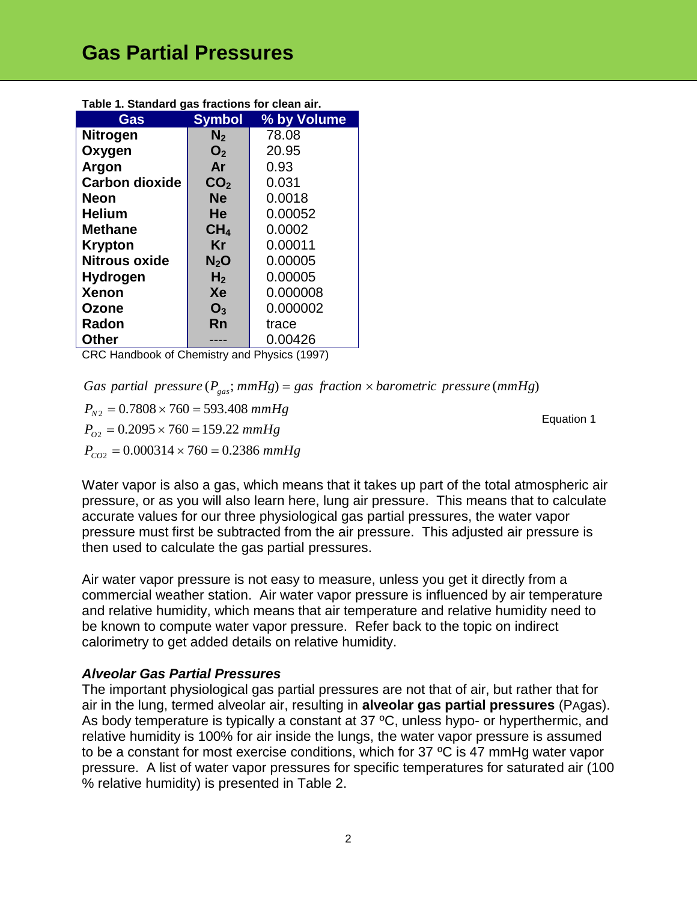# Gas Partial Pressures

**Table 1. Standard gas fractions for clean air.**

| Gas | Symbol | % by Volume |
|---|---|---|
| **Nitrogen** | $N_2$ | 78.08 |
| **Oxygen** | $O_2$ | 20.95 |
| **Argon** | **Ar** | 0.93 |
| **Carbon dioxide** | $CO_2$ | 0.031 |
| **Neon** | **Ne** | 0.0018 |
| **Helium** | **He** | 0.00052 |
| **Methane** | $CH_4$ | 0.0002 |
| **Krypton** | **Kr** | 0.00011 |
| **Nitrous oxide** | $N_2O$ | 0.00005 |
| **Hydrogen** | $H_2$ | 0.00005 |
| **Xenon** | **Xe** | 0.000008 |
| **Ozone** | $O_3$ | 0.000002 |
| **Radon** | **Rn** | trace |
| **Other** | ---- | 0.00426 |

CRC Handbook of Chemistry and Physics (1997)

$$Gas\ partial\ pressure\ (P_{gas};\ mmHg) = gas\ fraction \times barometric\ pressure\ (mmHg)$$

$$P_{N2} = 0.7808 \times 760 = 593.408\ mmHg$$
$$P_{O2} = 0.2095 \times 760 = 159.22\ mmHg \qquad \text{Equation 1}$$
$$P_{CO2} = 0.000314 \times 760 = 0.2386\ mmHg$$

Water vapor is also a gas, which means that it takes up part of the total atmospheric air pressure, or as you will also learn here, lung air pressure. This means that to calculate accurate values for our three physiological gas partial pressures, the water vapor pressure must first be subtracted from the air pressure. This adjusted air pressure is then used to calculate the gas partial pressures.

Air water vapor pressure is not easy to measure, unless you get it directly from a commercial weather station. Air water vapor pressure is influenced by air temperature and relative humidity, which means that air temperature and relative humidity need to be known to compute water vapor pressure. Refer back to the topic on indirect calorimetry to get added details on relative humidity.

### *Alveolar Gas Partial Pressures*

The important physiological gas partial pressures are not that of air, but rather that for air in the lung, termed alveolar air, resulting in **alveolar gas partial pressures** (PAgas). As body temperature is typically a constant at 37 ºC, unless hypo- or hyperthermic, and relative humidity is 100% for air inside the lungs, the water vapor pressure is assumed to be a constant for most exercise conditions, which for 37 ºC is 47 mmHg water vapor pressure. A list of water vapor pressures for specific temperatures for saturated air (100 % relative humidity) is presented in Table 2.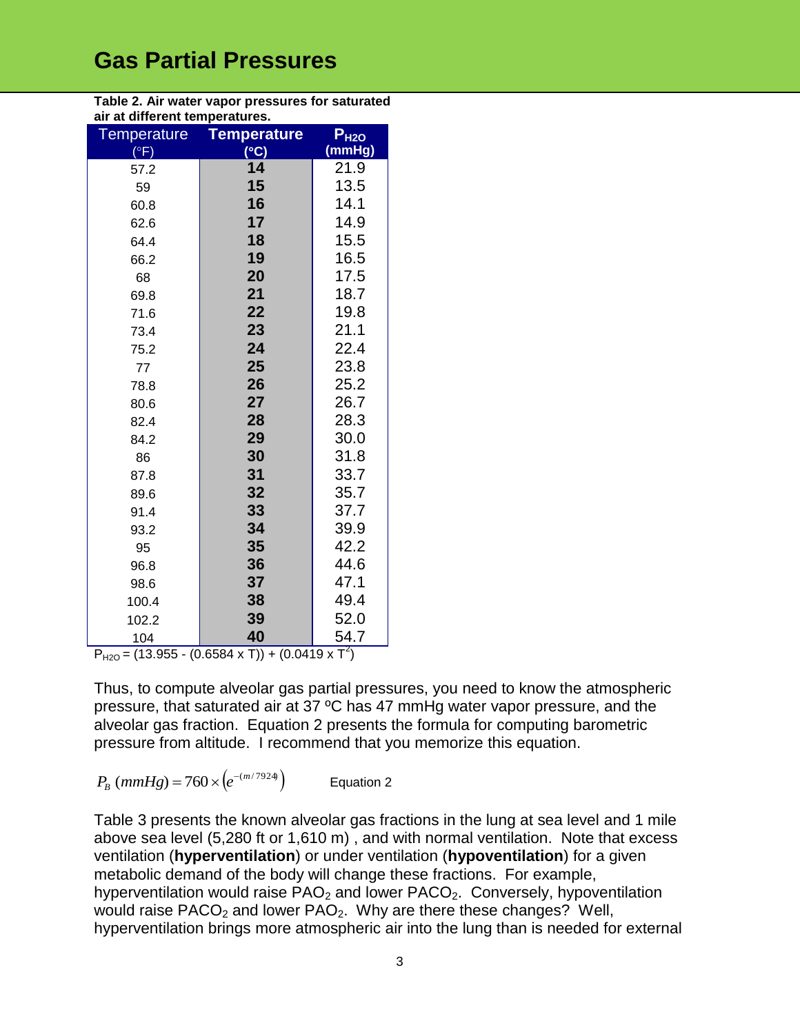# Gas Partial Pressures

**Table 2. Air water vapor pressures for saturated air at different temperatures.**

| Temperature (°F) | Temperature (°C) | $P_{H2O}$ (mmHg) |
|---|---|---|
| 57.2 | 14 | 21.9 |
| 59 | 15 | 13.5 |
| 60.8 | 16 | 14.1 |
| 62.6 | 17 | 14.9 |
| 64.4 | 18 | 15.5 |
| 66.2 | 19 | 16.5 |
| 68 | 20 | 17.5 |
| 69.8 | 21 | 18.7 |
| 71.6 | 22 | 19.8 |
| 73.4 | 23 | 21.1 |
| 75.2 | 24 | 22.4 |
| 77 | 25 | 23.8 |
| 78.8 | 26 | 25.2 |
| 80.6 | 27 | 26.7 |
| 82.4 | 28 | 28.3 |
| 84.2 | 29 | 30.0 |
| 86 | 30 | 31.8 |
| 87.8 | 31 | 33.7 |
| 89.6 | 32 | 35.7 |
| 91.4 | 33 | 37.7 |
| 93.2 | 34 | 39.9 |
| 95 | 35 | 42.2 |
| 96.8 | 36 | 44.6 |
| 98.6 | 37 | 47.1 |
| 100.4 | 38 | 49.4 |
| 102.2 | 39 | 52.0 |
| 104 | 40 | 54.7 |

$P_{H2O} = (13.955 - (0.6584 \times T)) + (0.0419 \times T^2)$

Thus, to compute alveolar gas partial pressures, you need to know the atmospheric pressure, that saturated air at 37 ºC has 47 mmHg water vapor pressure, and the alveolar gas fraction. Equation 2 presents the formula for computing barometric pressure from altitude. I recommend that you memorize this equation.

$$P_B\,(mmHg) = 760 \times \left(e^{-(m/7924)}\right) \qquad \text{Equation 2}$$

Table 3 presents the known alveolar gas fractions in the lung at sea level and 1 mile above sea level (5,280 ft or 1,610 m) , and with normal ventilation. Note that excess ventilation (**hyperventilation**) or under ventilation (**hypoventilation**) for a given metabolic demand of the body will change these fractions. For example, hyperventilation would raise $PAO_2$ and lower $PACO_2$. Conversely, hypoventilation would raise $PACO_2$ and lower $PAO_2$. Why are there these changes? Well, hyperventilation brings more atmospheric air into the lung than is needed for external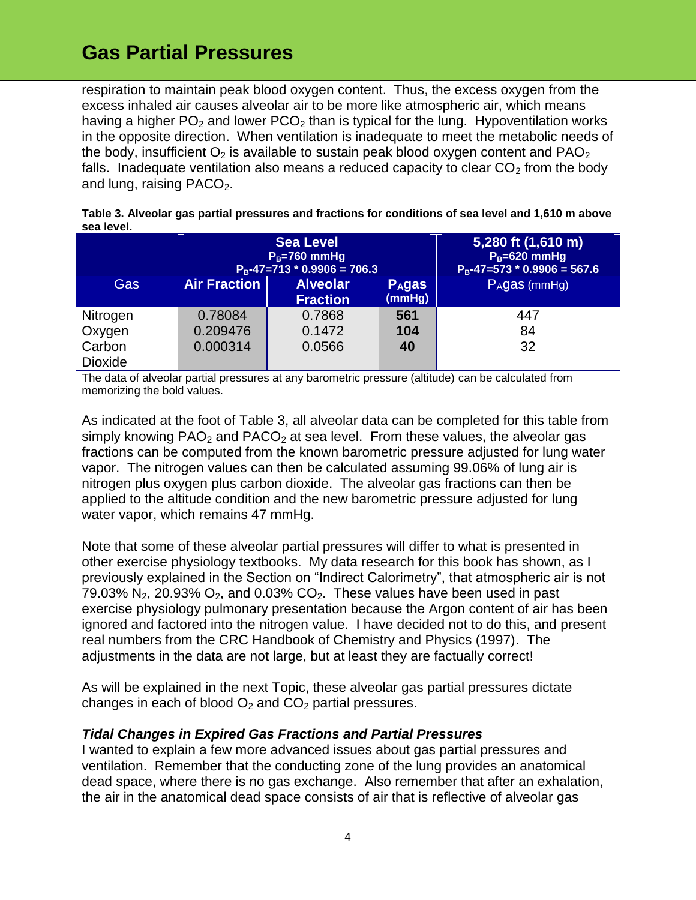respiration to maintain peak blood oxygen content. Thus, the excess oxygen from the excess inhaled air causes alveolar air to be more like atmospheric air, which means having a higher $PO_2$ and lower $PCO_2$ than is typical for the lung. Hypoventilation works in the opposite direction. When ventilation is inadequate to meet the metabolic needs of the body, insufficient $O_2$ is available to sustain peak blood oxygen content and $PAO_2$ falls. Inadequate ventilation also means a reduced capacity to clear $CO_2$ from the body and lung, raising $PACO_2$.

**Table 3. Alveolar gas partial pressures and fractions for conditions of sea level and 1,610 m above sea level.**

| | Sea Level $P_B$=760 mmHg $P_B$-47=713 * 0.9906 = 706.3 | | | 5,280 ft (1,610 m) $P_B$=620 mmHg $P_B$-47=573 * 0.9906 = 567.6 |
|---|---|---|---|---|
| Gas | Air Fraction | Alveolar Fraction | $P_A$gas (mmHg) | $P_A$gas (mmHg) |
| Nitrogen | 0.78084 | 0.7868 | **561** | 447 |
| Oxygen | 0.209476 | 0.1472 | **104** | 84 |
| Carbon Dioxide | 0.000314 | 0.0566 | **40** | 32 |

The data of alveolar partial pressures at any barometric pressure (altitude) can be calculated from memorizing the bold values.

As indicated at the foot of Table 3, all alveolar data can be completed for this table from simply knowing $PAO_2$ and $PACO_2$ at sea level. From these values, the alveolar gas fractions can be computed from the known barometric pressure adjusted for lung water vapor. The nitrogen values can then be calculated assuming 99.06% of lung air is nitrogen plus oxygen plus carbon dioxide. The alveolar gas fractions can then be applied to the altitude condition and the new barometric pressure adjusted for lung water vapor, which remains 47 mmHg.

Note that some of these alveolar partial pressures will differ to what is presented in other exercise physiology textbooks. My data research for this book has shown, as I previously explained in the Section on "Indirect Calorimetry", that atmospheric air is not 79.03% $N_2$, 20.93% $O_2$, and 0.03% $CO_2$. These values have been used in past exercise physiology pulmonary presentation because the Argon content of air has been ignored and factored into the nitrogen value. I have decided not to do this, and present real numbers from the CRC Handbook of Chemistry and Physics (1997). The adjustments in the data are not large, but at least they are factually correct!

As will be explained in the next Topic, these alveolar gas partial pressures dictate changes in each of blood $O_2$ and $CO_2$ partial pressures.

### *Tidal Changes in Expired Gas Fractions and Partial Pressures*

I wanted to explain a few more advanced issues about gas partial pressures and ventilation. Remember that the conducting zone of the lung provides an anatomical dead space, where there is no gas exchange. Also remember that after an exhalation, the air in the anatomical dead space consists of air that is reflective of alveolar gas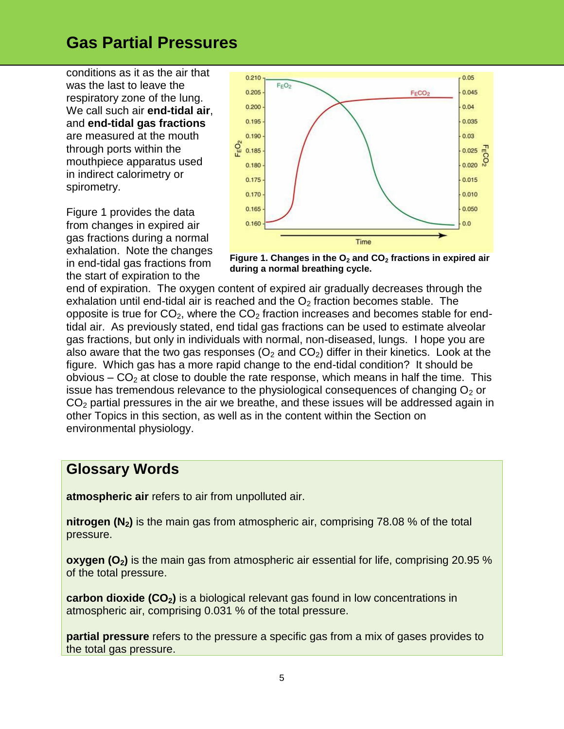## Gas Partial Pressures

conditions as it as the air that was the last to leave the respiratory zone of the lung. We call such air **end-tidal air**, and **end-tidal gas fractions** are measured at the mouth through ports within the mouthpiece apparatus used in indirect calorimetry or spirometry.

Figure 1 provides the data from changes in expired air gas fractions during a normal exhalation. Note the changes in end-tidal gas fractions from the start of expiration to the end of expiration. The oxygen content of expired air gradually decreases through the exhalation until end-tidal air is reached and the $O_2$ fraction becomes stable. The opposite is true for $CO_2$, where the $CO_2$ fraction increases and becomes stable for end-tidal air. As previously stated, end tidal gas fractions can be used to estimate alveolar gas fractions, but only in individuals with normal, non-diseased, lungs. I hope you are also aware that the two gas responses ($O_2$ and $CO_2$) differ in their kinetics. Look at the figure. Which gas has a more rapid change to the end-tidal condition? It should be obvious – $CO_2$ at close to double the rate response, which means in half the time. This issue has tremendous relevance to the physiological consequences of changing $O_2$ or $CO_2$ partial pressures in the air we breathe, and these issues will be addressed again in other Topics in this section, as well as in the content within the Section on environmental physiology.

**Figure 1. Changes in the $O_2$ and $CO_2$ fractions in expired air during a normal breathing cycle.**

### Glossary Words

**atmospheric air** refers to air from unpolluted air.

**nitrogen ($N_2$)** is the main gas from atmospheric air, comprising 78.08 % of the total pressure.

**oxygen ($O_2$)** is the main gas from atmospheric air essential for life, comprising 20.95 % of the total pressure.

**carbon dioxide ($CO_2$)** is a biological relevant gas found in low concentrations in atmospheric air, comprising 0.031 % of the total pressure.

**partial pressure** refers to the pressure a specific gas from a mix of gases provides to the total gas pressure.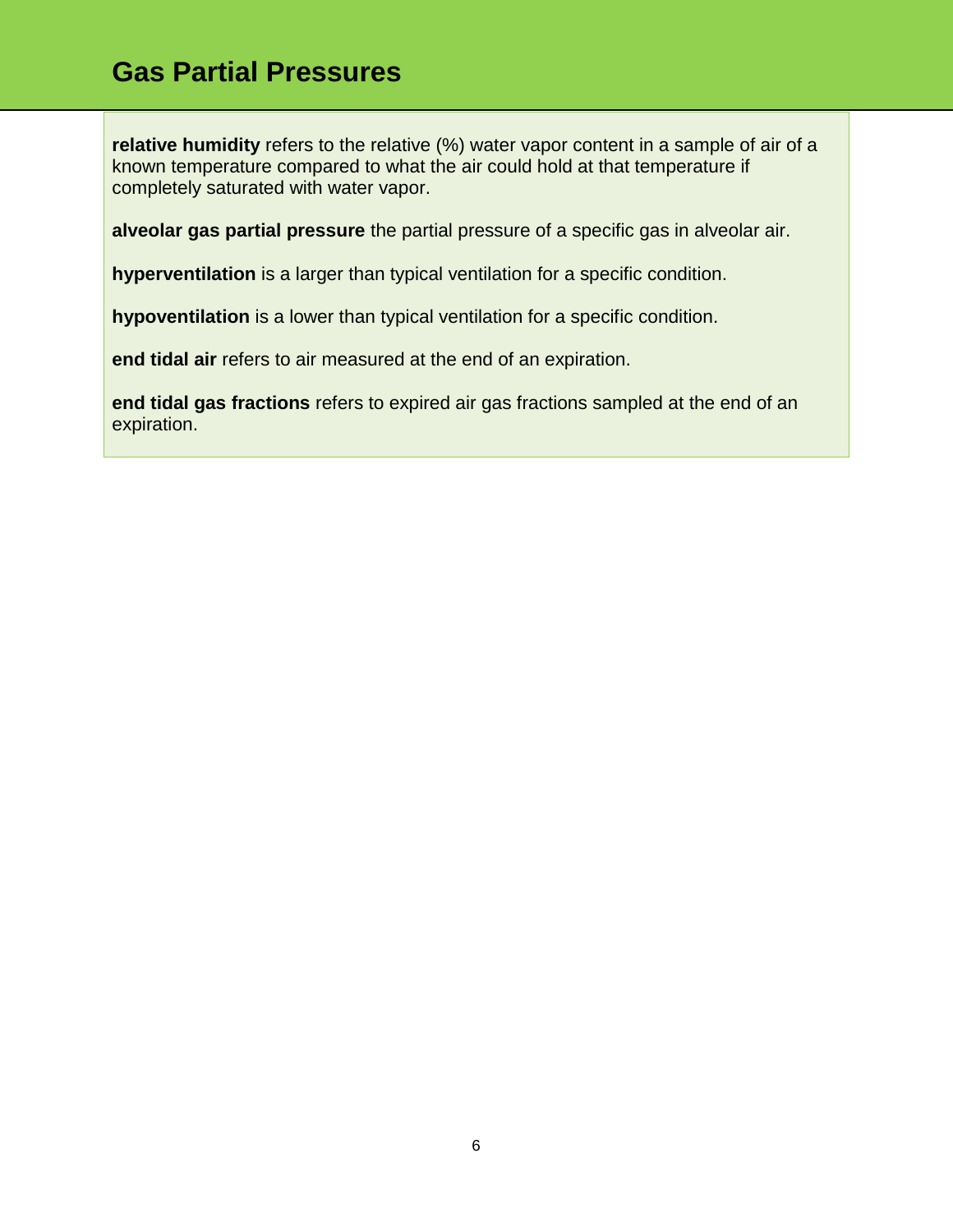## Gas Partial Pressures

**relative humidity** refers to the relative (%) water vapor content in a sample of air of a known temperature compared to what the air could hold at that temperature if completely saturated with water vapor.

**alveolar gas partial pressure** the partial pressure of a specific gas in alveolar air.

**hyperventilation** is a larger than typical ventilation for a specific condition.

**hypoventilation** is a lower than typical ventilation for a specific condition.

**end tidal air** refers to air measured at the end of an expiration.

**end tidal gas fractions** refers to expired air gas fractions sampled at the end of an expiration.